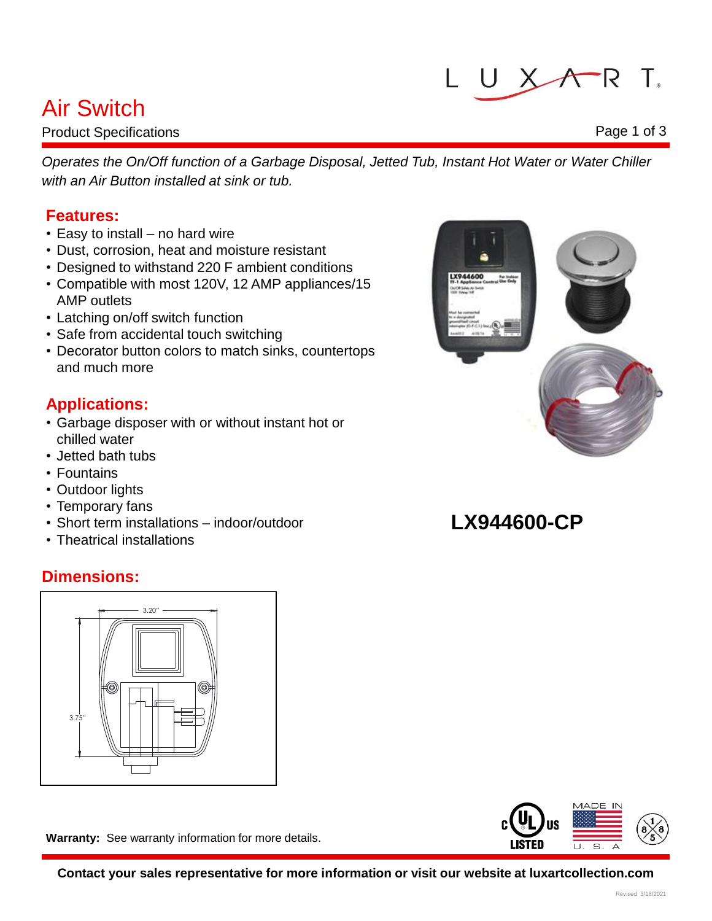# Air Switch

Product Specifications

*Operates the On/Off function of a Garbage Disposal, Jetted Tub, Instant Hot Water or Water Chiller with an Air Button installed at sink or tub.*

## Features:

- Easy to install – no hard wire
- Dust, corrosion, heat and moisture resistant
- Designed to withstand 220 F ambient conditions
- Compatible with most 120V, 12 AMP appliances/15 AMP outlets
- Latching on/off switch function
- Safe from accidental touch switching
- Decorator button colors to match sinks, countertops and much more

## Applications:

- Garbage disposer with or without instant hot or chilled water
- Jetted bath tubs
- Fountains
- Outdoor lights
- Temporary fans
- Short term installations – indoor/outdoor
- Theatrical installations

**LX944600-CP**

## Dimensions:

3.20"

3.75"

**Warranty:** See warranty information for more details.

**Contact your sales representative for more information or visit our website at luxartcollection.com**

Revised 3/18/2021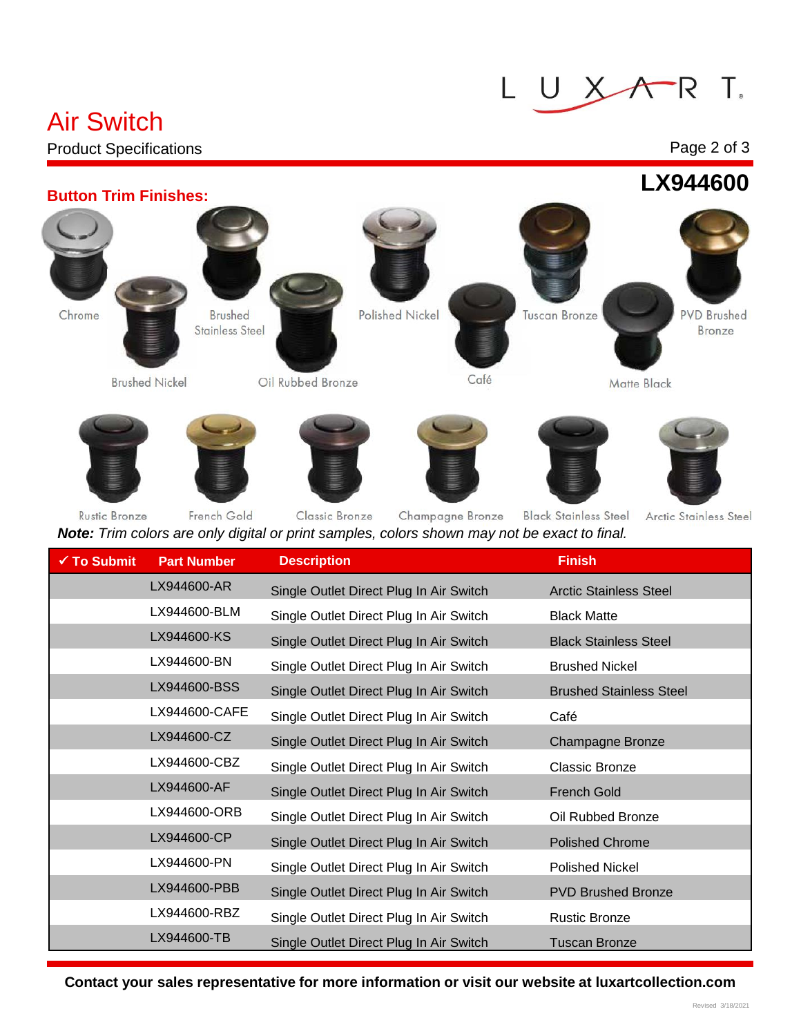# Air Switch

Product Specifications

## LX944600

### Button Trim Finishes:

Chrome, Brushed Stainless Steel, Polished Nickel, Tuscan Bronze, PVD Brushed Bronze, Brushed Nickel, Oil Rubbed Bronze, Café, Matte Black

Rustic Bronze, French Gold, Classic Bronze, Champagne Bronze, Black Stainless Steel, Arctic Stainless Steel

***Note:*** *Trim colors are only digital or print samples, colors shown may not be exact to final.*

| ✓ To Submit | Part Number | Description | Finish |
|---|---|---|---|
| | LX944600-AR | Single Outlet Direct Plug In Air Switch | Arctic Stainless Steel |
| | LX944600-BLM | Single Outlet Direct Plug In Air Switch | Black Matte |
| | LX944600-KS | Single Outlet Direct Plug In Air Switch | Black Stainless Steel |
| | LX944600-BN | Single Outlet Direct Plug In Air Switch | Brushed Nickel |
| | LX944600-BSS | Single Outlet Direct Plug In Air Switch | Brushed Stainless Steel |
| | LX944600-CAFE | Single Outlet Direct Plug In Air Switch | Café |
| | LX944600-CZ | Single Outlet Direct Plug In Air Switch | Champagne Bronze |
| | LX944600-CBZ | Single Outlet Direct Plug In Air Switch | Classic Bronze |
| | LX944600-AF | Single Outlet Direct Plug In Air Switch | French Gold |
| | LX944600-ORB | Single Outlet Direct Plug In Air Switch | Oil Rubbed Bronze |
| | LX944600-CP | Single Outlet Direct Plug In Air Switch | Polished Chrome |
| | LX944600-PN | Single Outlet Direct Plug In Air Switch | Polished Nickel |
| | LX944600-PBB | Single Outlet Direct Plug In Air Switch | PVD Brushed Bronze |
| | LX944600-RBZ | Single Outlet Direct Plug In Air Switch | Rustic Bronze |
| | LX944600-TB | Single Outlet Direct Plug In Air Switch | Tuscan Bronze |

**Contact your sales representative for more information or visit our website at luxartcollection.com**

Revised 3/18/2021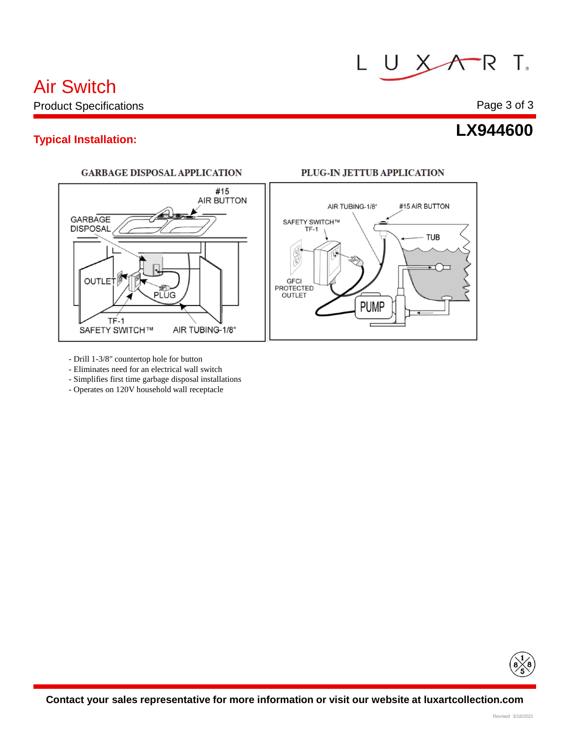# Air Switch

Product Specifications

**LX944600**

## Typical Installation:

GARBAGE DISPOSAL APPLICATION

#15
AIR BUTTON
GARBAGE
DISPOSAL
OUTLET
PLUG
TF-1
SAFETY SWITCH™
AIR TUBING-1/8"

PLUG-IN JETTUB APPLICATION

AIR TUBING-1/8"
#15 AIR BUTTON
SAFETY SWITCH™
TF-1
TUB
GFCI
PROTECTED
OUTLET
PUMP

- Drill 1-3/8" countertop hole for button
- Eliminates need for an electrical wall switch
- Simplifies first time garbage disposal installations
- Operates on 120V household wall receptacle

**Contact your sales representative for more information or visit our website at luxartcollection.com**

Revised 3/18/2021